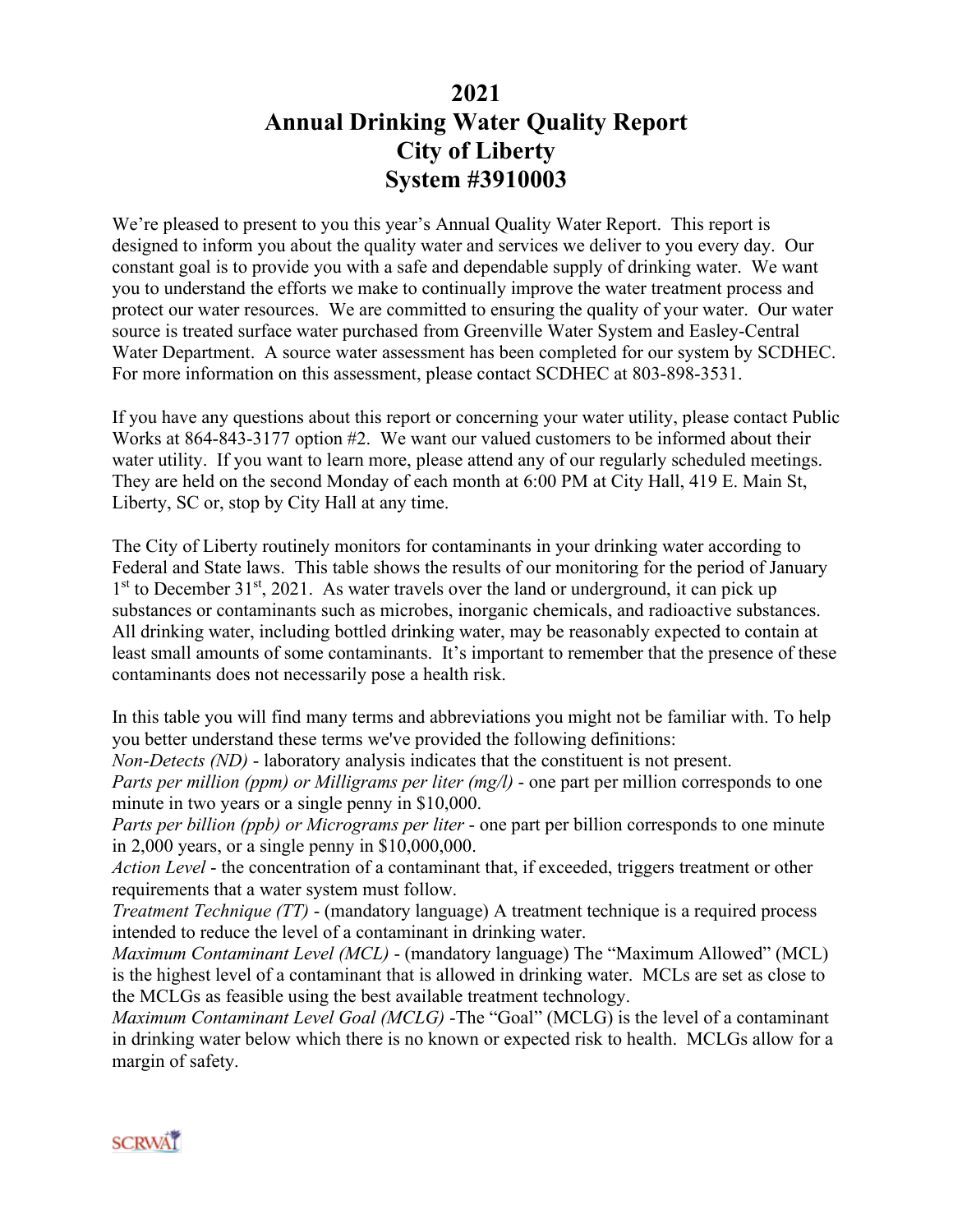# 2021
# Annual Drinking Water Quality Report
# City of Liberty
# System #3910003

We're pleased to present to you this year's Annual Quality Water Report. This report is designed to inform you about the quality water and services we deliver to you every day. Our constant goal is to provide you with a safe and dependable supply of drinking water. We want you to understand the efforts we make to continually improve the water treatment process and protect our water resources. We are committed to ensuring the quality of your water. Our water source is treated surface water purchased from Greenville Water System and Easley-Central Water Department. A source water assessment has been completed for our system by SCDHEC. For more information on this assessment, please contact SCDHEC at 803-898-3531.

If you have any questions about this report or concerning your water utility, please contact Public Works at 864-843-3177 option #2. We want our valued customers to be informed about their water utility. If you want to learn more, please attend any of our regularly scheduled meetings. They are held on the second Monday of each month at 6:00 PM at City Hall, 419 E. Main St, Liberty, SC or, stop by City Hall at any time.

The City of Liberty routinely monitors for contaminants in your drinking water according to Federal and State laws. This table shows the results of our monitoring for the period of January 1st to December 31st, 2021. As water travels over the land or underground, it can pick up substances or contaminants such as microbes, inorganic chemicals, and radioactive substances. All drinking water, including bottled drinking water, may be reasonably expected to contain at least small amounts of some contaminants. It's important to remember that the presence of these contaminants does not necessarily pose a health risk.

In this table you will find many terms and abbreviations you might not be familiar with. To help you better understand these terms we've provided the following definitions:

*Non-Detects (ND)* - laboratory analysis indicates that the constituent is not present.

*Parts per million (ppm) or Milligrams per liter (mg/l)* - one part per million corresponds to one minute in two years or a single penny in $10,000.

*Parts per billion (ppb) or Micrograms per liter* - one part per billion corresponds to one minute in 2,000 years, or a single penny in $10,000,000.

*Action Level* - the concentration of a contaminant that, if exceeded, triggers treatment or other requirements that a water system must follow.

*Treatment Technique (TT)* - (mandatory language) A treatment technique is a required process intended to reduce the level of a contaminant in drinking water.

*Maximum Contaminant Level (MCL)* - (mandatory language) The "Maximum Allowed" (MCL) is the highest level of a contaminant that is allowed in drinking water. MCLs are set as close to the MCLGs as feasible using the best available treatment technology.

*Maximum Contaminant Level Goal (MCLG)* -The "Goal" (MCLG) is the level of a contaminant in drinking water below which there is no known or expected risk to health. MCLGs allow for a margin of safety.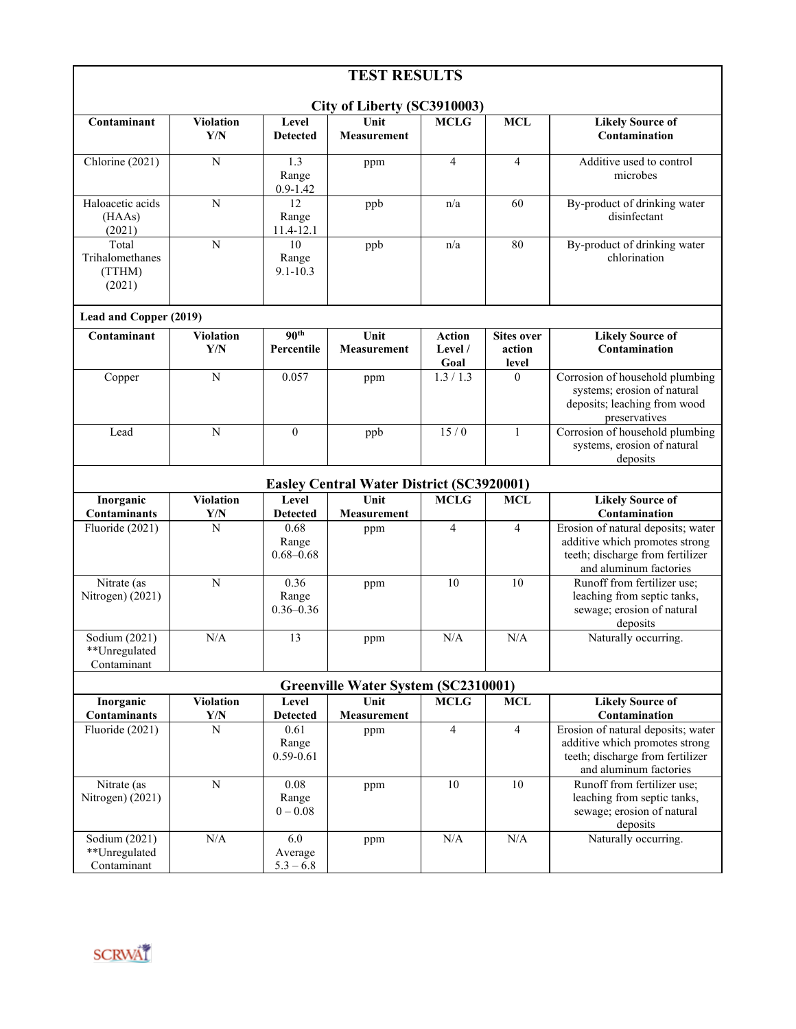# TEST RESULTS

## City of Liberty (SC3910003)

| Contaminant | Violation Y/N | Level Detected | Unit Measurement | MCLG | MCL | Likely Source of Contamination |
|---|---|---|---|---|---|---|
| Chlorine (2021) | N | 1.3 Range 0.9-1.42 | ppm | 4 | 4 | Additive used to control microbes |
| Haloacetic acids (HAAs) (2021) | N | 12 Range 11.4-12.1 | ppb | n/a | 60 | By-product of drinking water disinfectant |
| Total Trihalomethanes (TTHM) (2021) | N | 10 Range 9.1-10.3 | ppb | n/a | 80 | By-product of drinking water chlorination |

**Lead and Copper (2019)**

| Contaminant | Violation Y/N | 90th Percentile | Unit Measurement | Action Level / Goal | Sites over action level | Likely Source of Contamination |
|---|---|---|---|---|---|---|
| Copper | N | 0.057 | ppm | 1.3 / 1.3 | 0 | Corrosion of household plumbing systems; erosion of natural deposits; leaching from wood preservatives |
| Lead | N | 0 | ppb | 15 / 0 | 1 | Corrosion of household plumbing systems, erosion of natural deposits |

## Easley Central Water District (SC3920001)

| Inorganic Contaminants | Violation Y/N | Level Detected | Unit Measurement | MCLG | MCL | Likely Source of Contamination |
|---|---|---|---|---|---|---|
| Fluoride (2021) | N | 0.68 Range 0.68–0.68 | ppm | 4 | 4 | Erosion of natural deposits; water additive which promotes strong teeth; discharge from fertilizer and aluminum factories |
| Nitrate (as Nitrogen) (2021) | N | 0.36 Range 0.36–0.36 | ppm | 10 | 10 | Runoff from fertilizer use; leaching from septic tanks, sewage; erosion of natural deposits |
| Sodium (2021) **Unregulated Contaminant | N/A | 13 | ppm | N/A | N/A | Naturally occurring. |

## Greenville Water System (SC2310001)

| Inorganic Contaminants | Violation Y/N | Level Detected | Unit Measurement | MCLG | MCL | Likely Source of Contamination |
|---|---|---|---|---|---|---|
| Fluoride (2021) | N | 0.61 Range 0.59-0.61 | ppm | 4 | 4 | Erosion of natural deposits; water additive which promotes strong teeth; discharge from fertilizer and aluminum factories |
| Nitrate (as Nitrogen) (2021) | N | 0.08 Range 0 – 0.08 | ppm | 10 | 10 | Runoff from fertilizer use; leaching from septic tanks, sewage; erosion of natural deposits |
| Sodium (2021) **Unregulated Contaminant | N/A | 6.0 Average 5.3 – 6.8 | ppm | N/A | N/A | Naturally occurring. |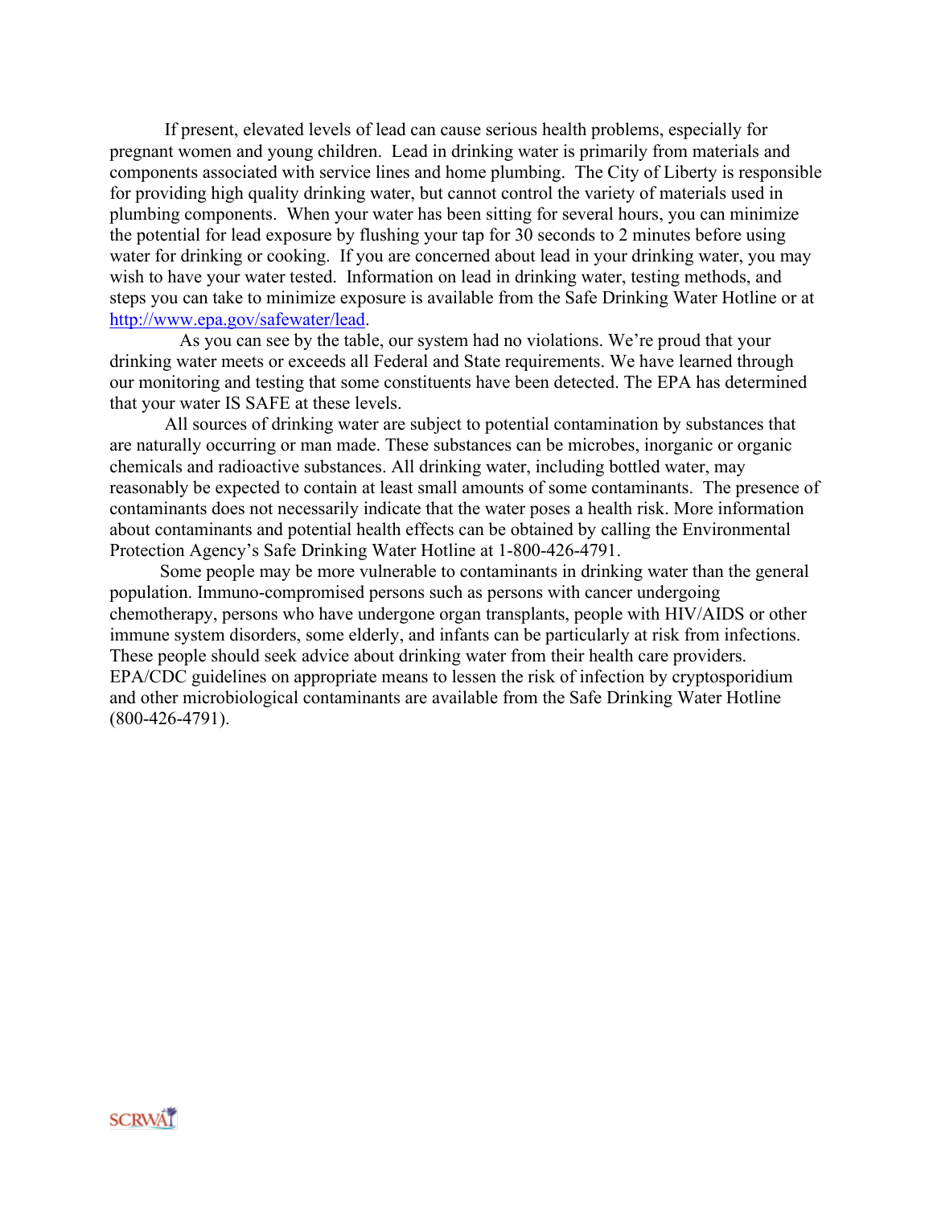If present, elevated levels of lead can cause serious health problems, especially for pregnant women and young children. Lead in drinking water is primarily from materials and components associated with service lines and home plumbing. The City of Liberty is responsible for providing high quality drinking water, but cannot control the variety of materials used in plumbing components. When your water has been sitting for several hours, you can minimize the potential for lead exposure by flushing your tap for 30 seconds to 2 minutes before using water for drinking or cooking. If you are concerned about lead in your drinking water, you may wish to have your water tested. Information on lead in drinking water, testing methods, and steps you can take to minimize exposure is available from the Safe Drinking Water Hotline or at [http://www.epa.gov/safewater/lead](http://www.epa.gov/safewater/lead).

As you can see by the table, our system had no violations. We're proud that your drinking water meets or exceeds all Federal and State requirements. We have learned through our monitoring and testing that some constituents have been detected. The EPA has determined that your water IS SAFE at these levels.

All sources of drinking water are subject to potential contamination by substances that are naturally occurring or man made. These substances can be microbes, inorganic or organic chemicals and radioactive substances. All drinking water, including bottled water, may reasonably be expected to contain at least small amounts of some contaminants. The presence of contaminants does not necessarily indicate that the water poses a health risk. More information about contaminants and potential health effects can be obtained by calling the Environmental Protection Agency's Safe Drinking Water Hotline at 1-800-426-4791.

Some people may be more vulnerable to contaminants in drinking water than the general population. Immuno-compromised persons such as persons with cancer undergoing chemotherapy, persons who have undergone organ transplants, people with HIV/AIDS or other immune system disorders, some elderly, and infants can be particularly at risk from infections. These people should seek advice about drinking water from their health care providers. EPA/CDC guidelines on appropriate means to lessen the risk of infection by cryptosporidium and other microbiological contaminants are available from the Safe Drinking Water Hotline (800-426-4791).